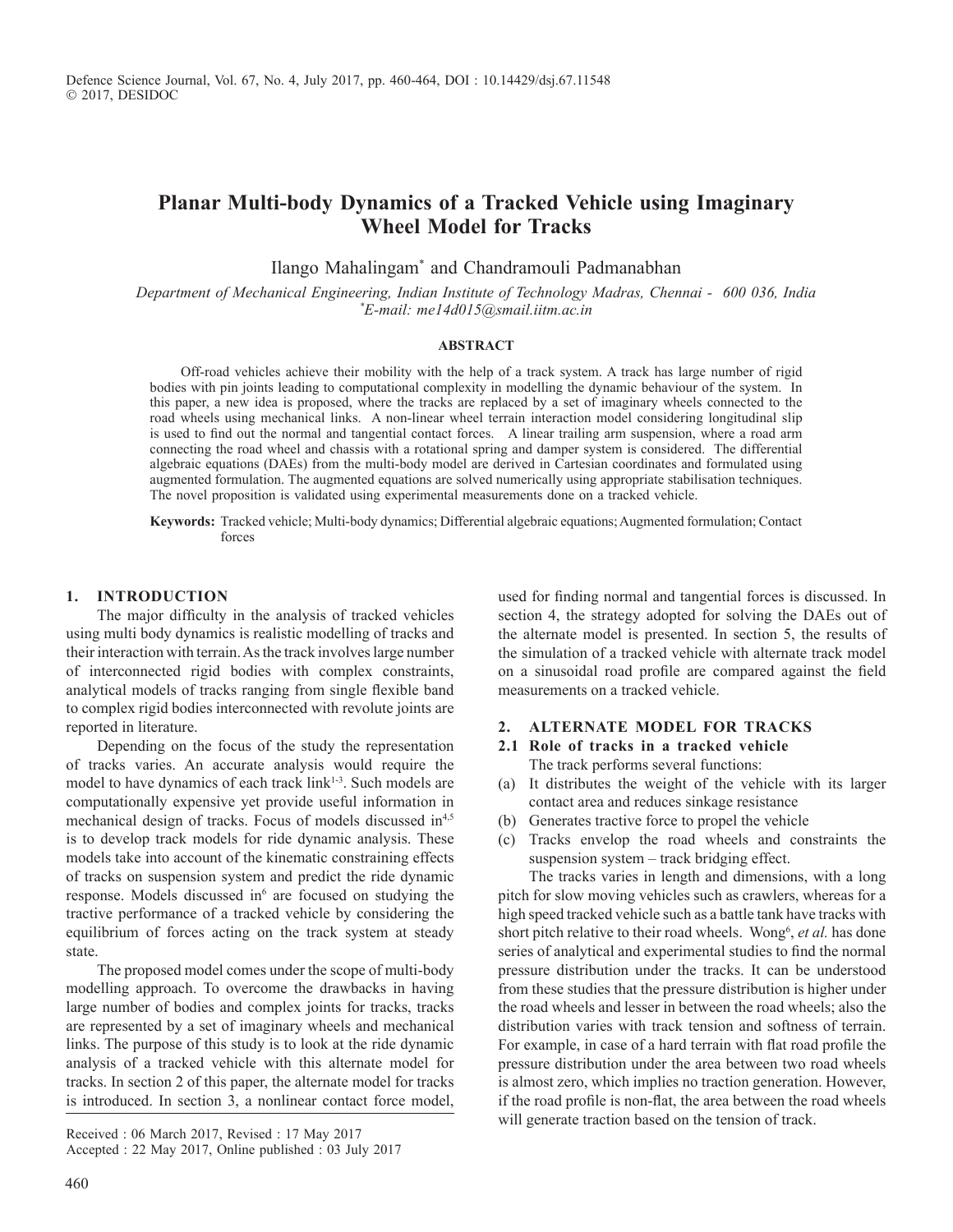# Planar Multi-body Dynamics of a Tracked Vehicle using Imaginary Wheel Model for Tracks

Ilango Mahalingam* and Chandramouli Padmanabhan

*Department of Mechanical Engineering, Indian Institute of Technology Madras, Chennai - 600 036, India*
*\*E-mail: me14d015@smail.iitm.ac.in*

## ABSTRACT

Off-road vehicles achieve their mobility with the help of a track system. A track has large number of rigid bodies with pin joints leading to computational complexity in modelling the dynamic behaviour of the system. In this paper, a new idea is proposed, where the tracks are replaced by a set of imaginary wheels connected to the road wheels using mechanical links. A non-linear wheel terrain interaction model considering longitudinal slip is used to find out the normal and tangential contact forces. A linear trailing arm suspension, where a road arm connecting the road wheel and chassis with a rotational spring and damper system is considered. The differential algebraic equations (DAEs) from the multi-body model are derived in Cartesian coordinates and formulated using augmented formulation. The augmented equations are solved numerically using appropriate stabilisation techniques. The novel proposition is validated using experimental measurements done on a tracked vehicle.

**Keywords:** Tracked vehicle; Multi-body dynamics; Differential algebraic equations; Augmented formulation; Contact forces

## 1. INTRODUCTION

The major difficulty in the analysis of tracked vehicles using multi body dynamics is realistic modelling of tracks and their interaction with terrain. As the track involves large number of interconnected rigid bodies with complex constraints, analytical models of tracks ranging from single flexible band to complex rigid bodies interconnected with revolute joints are reported in literature.

Depending on the focus of the study the representation of tracks varies. An accurate analysis would require the model to have dynamics of each track link[1-3]. Such models are computationally expensive yet provide useful information in mechanical design of tracks. Focus of models discussed in[4,5] is to develop track models for ride dynamic analysis. These models take into account of the kinematic constraining effects of tracks on suspension system and predict the ride dynamic response. Models discussed in[6] are focused on studying the tractive performance of a tracked vehicle by considering the equilibrium of forces acting on the track system at steady state.

The proposed model comes under the scope of multi-body modelling approach. To overcome the drawbacks in having large number of bodies and complex joints for tracks, tracks are represented by a set of imaginary wheels and mechanical links. The purpose of this study is to look at the ride dynamic analysis of a tracked vehicle with this alternate model for tracks. In section 2 of this paper, the alternate model for tracks is introduced. In section 3, a nonlinear contact force model, used for finding normal and tangential forces is discussed. In section 4, the strategy adopted for solving the DAEs out of the alternate model is presented. In section 5, the results of the simulation of a tracked vehicle with alternate track model on a sinusoidal road profile are compared against the field measurements on a tracked vehicle.

## 2. ALTERNATE MODEL FOR TRACKS

### 2.1 Role of tracks in a tracked vehicle

The track performs several functions:

(a) It distributes the weight of the vehicle with its larger contact area and reduces sinkage resistance
(b) Generates tractive force to propel the vehicle
(c) Tracks envelop the road wheels and constraints the suspension system – track bridging effect.

The tracks varies in length and dimensions, with a long pitch for slow moving vehicles such as crawlers, whereas for a high speed tracked vehicle such as a battle tank have tracks with short pitch relative to their road wheels. Wong[6], *et al.* has done series of analytical and experimental studies to find the normal pressure distribution under the tracks. It can be understood from these studies that the pressure distribution is higher under the road wheels and lesser in between the road wheels; also the distribution varies with track tension and softness of terrain. For example, in case of a hard terrain with flat road profile the pressure distribution under the area between two road wheels is almost zero, which implies no traction generation. However, if the road profile is non-flat, the area between the road wheels will generate traction based on the tension of track.

Received : 06 March 2017, Revised : 17 May 2017
Accepted : 22 May 2017, Online published : 03 July 2017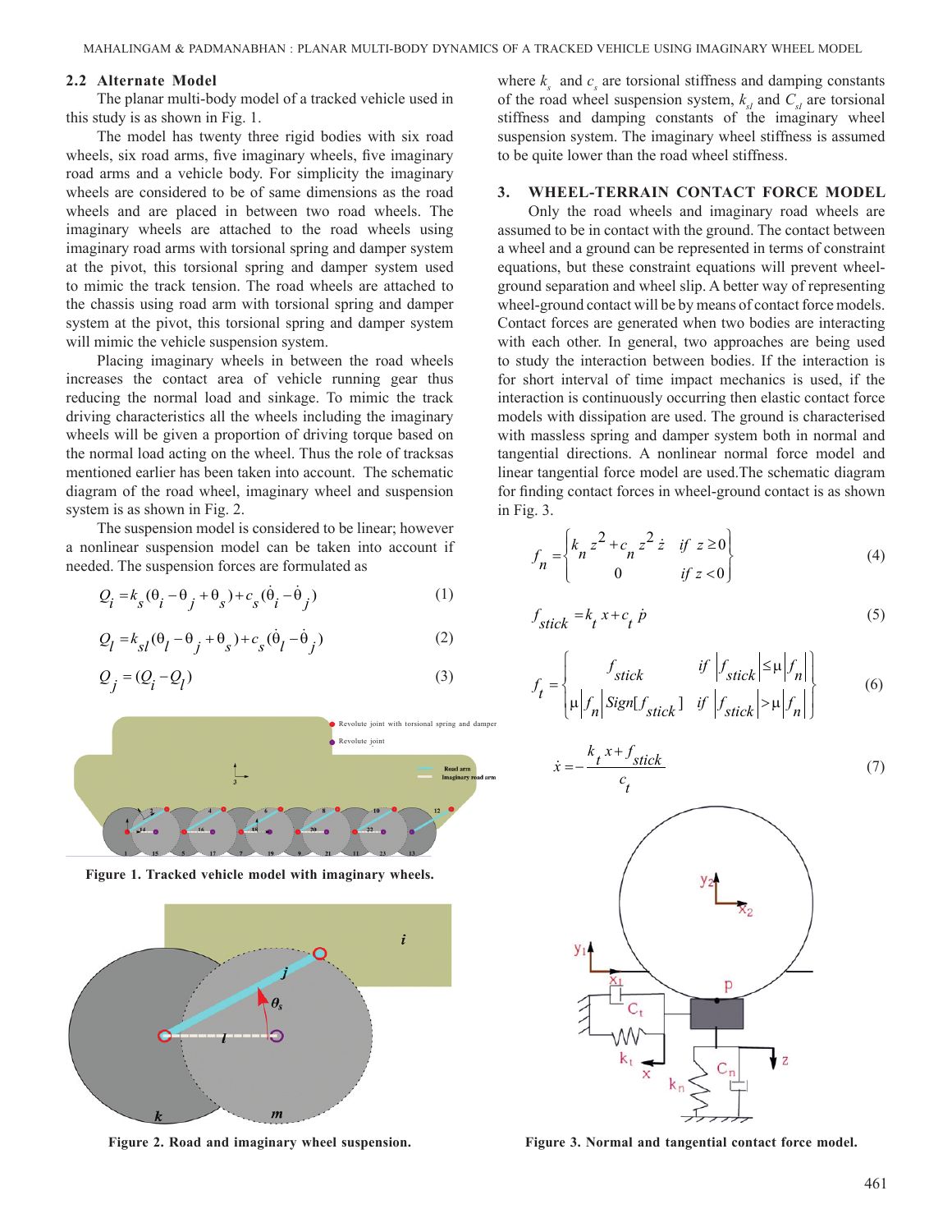## 2.2 Alternate Model

The planar multi-body model of a tracked vehicle used in this study is as shown in Fig. 1.

The model has twenty three rigid bodies with six road wheels, six road arms, five imaginary wheels, five imaginary road arms and a vehicle body. For simplicity the imaginary wheels are considered to be of same dimensions as the road wheels and are placed in between two road wheels. The imaginary wheels are attached to the road wheels using imaginary road arms with torsional spring and damper system at the pivot, this torsional spring and damper system used to mimic the track tension. The road wheels are attached to the chassis using road arm with torsional spring and damper system at the pivot, this torsional spring and damper system will mimic the vehicle suspension system.

Placing imaginary wheels in between the road wheels increases the contact area of vehicle running gear thus reducing the normal load and sinkage. To mimic the track driving characteristics all the wheels including the imaginary wheels will be given a proportion of driving torque based on the normal load acting on the wheel. Thus the role of tracksas mentioned earlier has been taken into account. The schematic diagram of the road wheel, imaginary wheel and suspension system is as shown in Fig. 2.

The suspension model is considered to be linear; however a nonlinear suspension model can be taken into account if needed. The suspension forces are formulated as

$$Q_i = k_s(\theta_i - \theta_j + \theta_s) + c_s(\dot{\theta}_i - \dot{\theta}_j) \tag{1}$$

$$Q_l = k_{sl}(\theta_l - \theta_j + \theta_s) + c_s(\dot{\theta}_l - \dot{\theta}_j) \tag{2}$$

$$Q_j = (Q_i - Q_l) \tag{3}$$

**Figure 1. Tracked vehicle model with imaginary wheels.**

**Figure 2. Road and imaginary wheel suspension.**

where $k_s$ and $c_s$ are torsional stiffness and damping constants of the road wheel suspension system, $k_{sl}$ and $C_{sl}$ are torsional stiffness and damping constants of the imaginary wheel suspension system. The imaginary wheel stiffness is assumed to be quite lower than the road wheel stiffness.

## 3. WHEEL-TERRAIN CONTACT FORCE MODEL

Only the road wheels and imaginary road wheels are assumed to be in contact with the ground. The contact between a wheel and a ground can be represented in terms of constraint equations, but these constraint equations will prevent wheel-ground separation and wheel slip. A better way of representing wheel-ground contact will be by means of contact force models. Contact forces are generated when two bodies are interacting with each other. In general, two approaches are being used to study the interaction between bodies. If the interaction is for short interval of time impact mechanics is used, if the interaction is continuously occurring then elastic contact force models with dissipation are used. The ground is characterised with massless spring and damper system both in normal and tangential directions. A nonlinear normal force model and linear tangential force model are used.The schematic diagram for finding contact forces in wheel-ground contact is as shown in Fig. 3.

$$f_n = \begin{Bmatrix} k_n z^2 + c_n z^2 \dot{z} & if \ z \geq 0 \\ 0 & if \ z < 0 \end{Bmatrix} \tag{4}$$

$$f_{stick} = k_t x + c_t \dot{p} \tag{5}$$

$$f_t = \begin{Bmatrix} f_{stick} & if \ |f_{stick}| \leq \mu |f_n| \\ \mu |f_n| Sign[f_{stick}] & if \ |f_{stick}| > \mu |f_n| \end{Bmatrix} \tag{6}$$

$$\dot{x} = -\frac{k_t x + f_{stick}}{c_t} \tag{7}$$

**Figure 3. Normal and tangential contact force model.**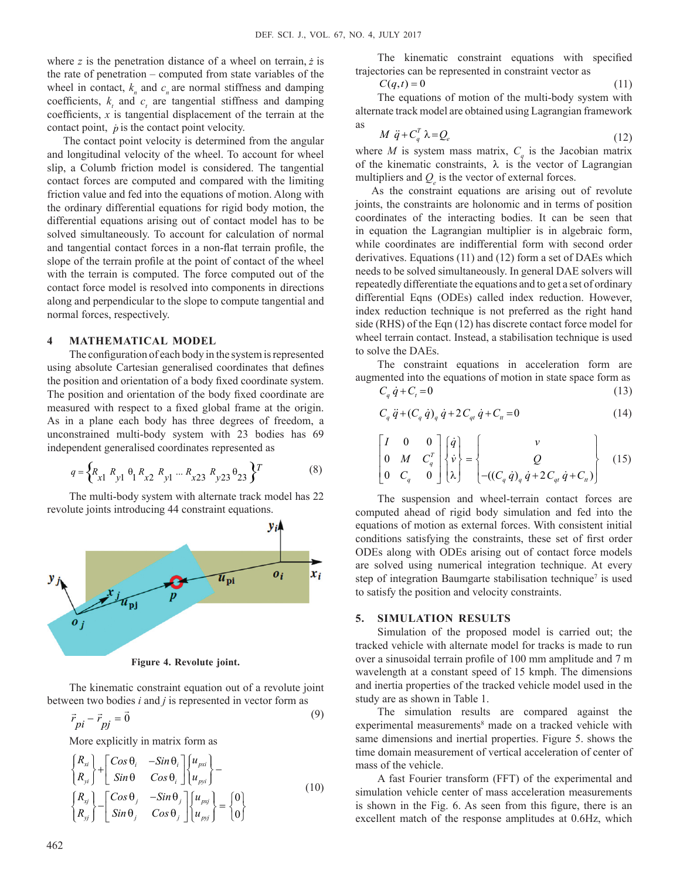where $z$ is the penetration distance of a wheel on terrain, $\dot{z}$ is the rate of penetration – computed from state variables of the wheel in contact, $k_n$ and $c_n$ are normal stiffness and damping coefficients, $k_t$ and $c_t$ are tangential stiffness and damping coefficients, $x$ is tangential displacement of the terrain at the contact point, $\dot{p}$ is the contact point velocity.

The contact point velocity is determined from the angular and longitudinal velocity of the wheel. To account for wheel slip, a Columb friction model is considered. The tangential contact forces are computed and compared with the limiting friction value and fed into the equations of motion. Along with the ordinary differential equations for rigid body motion, the differential equations arising out of contact model has to be solved simultaneously. To account for calculation of normal and tangential contact forces in a non-flat terrain profile, the slope of the terrain profile at the point of contact of the wheel with the terrain is computed. The force computed out of the contact force model is resolved into components in directions along and perpendicular to the slope to compute tangential and normal forces, respectively.

## 4 MATHEMATICAL MODEL

The configuration of each body in the system is represented using absolute Cartesian generalised coordinates that defines the position and orientation of a body fixed coordinate system. The position and orientation of the body fixed coordinate are measured with respect to a fixed global frame at the origin. As in a plane each body has three degrees of freedom, a unconstrained multi-body system with 23 bodies has 69 independent generalised coordinates represented as

$$q = \{R_{x1} \; R_{y1} \; \theta_1 \; R_{x2} \; R_{y1} \; \cdots \; R_{x23} \; R_{y23} \; \theta_{23}\}^T \tag{8}$$

The multi-body system with alternate track model has 22 revolute joints introducing 44 constraint equations.

Figure 4. Revolute joint.

The kinematic constraint equation out of a revolute joint between two bodies $i$ and $j$ is represented in vector form as

$$\vec{r}_{pi} - \vec{r}_{pj} = \vec{0} \tag{9}$$

More explicitly in matrix form as

$$\begin{Bmatrix} R_{xi} \\ R_{yi} \end{Bmatrix} + \begin{bmatrix} Cos\,\theta_i & -Sin\,\theta_i \\ Sin\,\theta & Cos\,\theta_i \end{bmatrix} \begin{Bmatrix} u_{pxi} \\ u_{pyi} \end{Bmatrix} - \begin{Bmatrix} R_{xj} \\ R_{yj} \end{Bmatrix} - \begin{bmatrix} Cos\,\theta_j & -Sin\,\theta_j \\ Sin\,\theta_j & Cos\,\theta_j \end{bmatrix} \begin{Bmatrix} u_{pxj} \\ u_{pyj} \end{Bmatrix} = \begin{Bmatrix} 0 \\ 0 \end{Bmatrix} \tag{10}$$

The kinematic constraint equations with specified trajectories can be represented in constraint vector as

$$C(q,t) = 0 \tag{11}$$

The equations of motion of the multi-body system with alternate track model are obtained using Lagrangian framework as

$$M\,\ddot{q} + C_q^T\,\lambda = Q_e \tag{12}$$

where $M$ is system mass matrix, $C_q$ is the Jacobian matrix of the kinematic constraints, $\lambda$ is the vector of Lagrangian multipliers and $Q_e$ is the vector of external forces.

As the constraint equations are arising out of revolute joints, the constraints are holonomic and in terms of position coordinates of the interacting bodies. It can be seen that in equation the Lagrangian multiplier is in algebraic form, while coordinates are indifferential form with second order derivatives. Equations (11) and (12) form a set of DAEs which needs to be solved simultaneously. In general DAE solvers will repeatedly differentiate the equations and to get a set of ordinary differential Eqns (ODEs) called index reduction. However, index reduction technique is not preferred as the right hand side (RHS) of the Eqn (12) has discrete contact force model for wheel terrain contact. Instead, a stabilisation technique is used to solve the DAEs.

The constraint equations in acceleration form are augmented into the equations of motion in state space form as

$$C_q\,\dot{q} + C_t = 0 \tag{13}$$

$$C_q\,\ddot{q} + (C_q\,\dot{q})_q\,\dot{q} + 2C_{qt}\,\dot{q} + C_{tt} = 0 \tag{14}$$

$$\begin{bmatrix} I & 0 & 0 \\ 0 & M & C_q^T \\ 0 & C_q & 0 \end{bmatrix} \begin{Bmatrix} \dot{q} \\ \dot{v} \\ \lambda \end{Bmatrix} = \begin{Bmatrix} v \\ Q \\ -((C_q\,\dot{q})_q\,\dot{q} + 2C_{qt}\,\dot{q} + C_{tt}) \end{Bmatrix} \tag{15}$$

The suspension and wheel-terrain contact forces are computed ahead of rigid body simulation and fed into the equations of motion as external forces. With consistent initial conditions satisfying the constraints, these set of first order ODEs along with ODEs arising out of contact force models are solved using numerical integration technique. At every step of integration Baumgarte stabilisation technique[7] is used to satisfy the position and velocity constraints.

## 5. SIMULATION RESULTS

Simulation of the proposed model is carried out; the tracked vehicle with alternate model for tracks is made to run over a sinusoidal terrain profile of 100 mm amplitude and 7 m wavelength at a constant speed of 15 kmph. The dimensions and inertia properties of the tracked vehicle model used in the study are as shown in Table 1.

The simulation results are compared against the experimental measurements[8] made on a tracked vehicle with same dimensions and inertial properties. Figure 5. shows the time domain measurement of vertical acceleration of center of mass of the vehicle.

A fast Fourier transform (FFT) of the experimental and simulation vehicle center of mass acceleration measurements is shown in the Fig. 6. As seen from this figure, there is an excellent match of the response amplitudes at 0.6Hz, which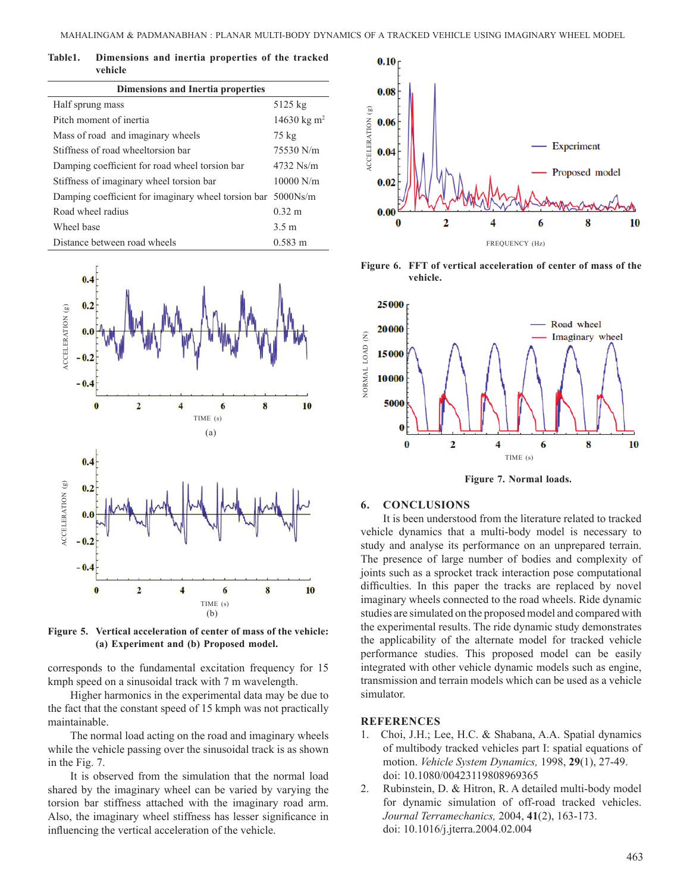**Table1. Dimensions and inertia properties of the tracked vehicle**

| Dimensions and Inertia properties | |
|---|---|
| Half sprung mass | 5125 kg |
| Pitch moment of inertia | 14630 kg m$^2$ |
| Mass of road and imaginary wheels | 75 kg |
| Stiffness of road wheeltorsion bar | 75530 N/m |
| Damping coefficient for road wheel torsion bar | 4732 Ns/m |
| Stiffness of imaginary wheel torsion bar | 10000 N/m |
| Damping coefficient for imaginary wheel torsion bar | 5000Ns/m |
| Road wheel radius | 0.32 m |
| Wheel base | 3.5 m |
| Distance between road wheels | 0.583 m |

**Figure 5. Vertical acceleration of center of mass of the vehicle: (a) Experiment and (b) Proposed model.**

corresponds to the fundamental excitation frequency for 15 kmph speed on a sinusoidal track with 7 m wavelength.

Higher harmonics in the experimental data may be due to the fact that the constant speed of 15 kmph was not practically maintainable.

The normal load acting on the road and imaginary wheels while the vehicle passing over the sinusoidal track is as shown in the Fig. 7.

It is observed from the simulation that the normal load shared by the imaginary wheel can be varied by varying the torsion bar stiffness attached with the imaginary road arm. Also, the imaginary wheel stiffness has lesser significance in influencing the vertical acceleration of the vehicle.

**Figure 6. FFT of vertical acceleration of center of mass of the vehicle.**

**Figure 7. Normal loads.**

## 6. CONCLUSIONS

It is been understood from the literature related to tracked vehicle dynamics that a multi-body model is necessary to study and analyse its performance on an unprepared terrain. The presence of large number of bodies and complexity of joints such as a sprocket track interaction pose computational difficulties. In this paper the tracks are replaced by novel imaginary wheels connected to the road wheels. Ride dynamic studies are simulated on the proposed model and compared with the experimental results. The ride dynamic study demonstrates the applicability of the alternate model for tracked vehicle performance studies. This proposed model can be easily integrated with other vehicle dynamic models such as engine, transmission and terrain models which can be used as a vehicle simulator.

## REFERENCES

1. Choi, J.H.; Lee, H.C. & Shabana, A.A. Spatial dynamics of multibody tracked vehicles part I: spatial equations of motion. *Vehicle System Dynamics,* 1998, **29**(1), 27-49. doi: 10.1080/00423119808969365
2. Rubinstein, D. & Hitron, R. A detailed multi-body model for dynamic simulation of off-road tracked vehicles. *Journal Terramechanics,* 2004, **41**(2), 163-173. doi: 10.1016/j.jterra.2004.02.004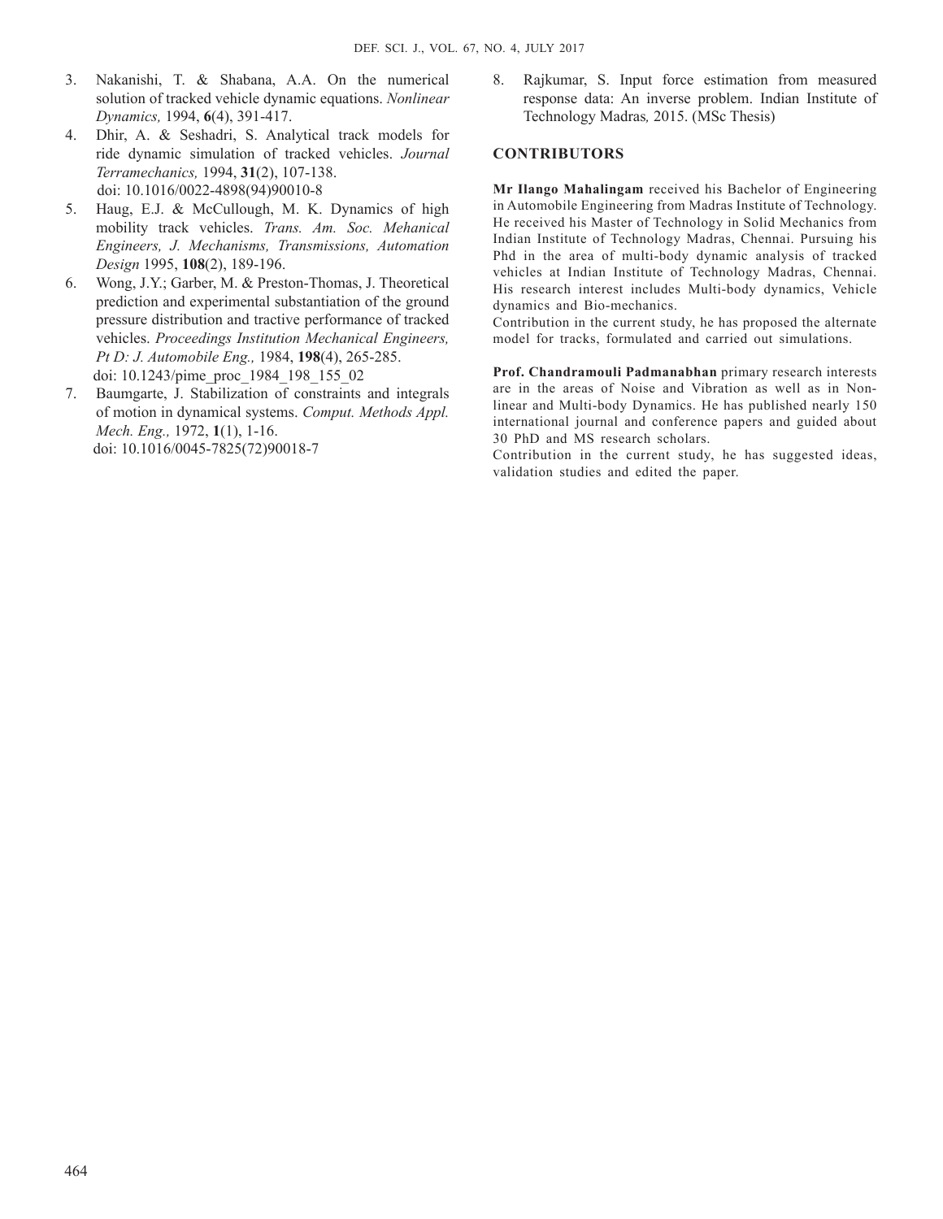3. Nakanishi, T. & Shabana, A.A. On the numerical solution of tracked vehicle dynamic equations. *Nonlinear Dynamics,* 1994, **6**(4), 391-417.
4. Dhir, A. & Seshadri, S. Analytical track models for ride dynamic simulation of tracked vehicles. *Journal Terramechanics,* 1994, **31**(2), 107-138. doi: 10.1016/0022-4898(94)90010-8
5. Haug, E.J. & McCullough, M. K. Dynamics of high mobility track vehicles. *Trans. Am. Soc. Mehanical Engineers, J. Mechanisms, Transmissions, Automation Design* 1995, **108**(2), 189-196.
6. Wong, J.Y.; Garber, M. & Preston-Thomas, J. Theoretical prediction and experimental substantiation of the ground pressure distribution and tractive performance of tracked vehicles. *Proceedings Institution Mechanical Engineers, Pt D: J. Automobile Eng.,* 1984, **198**(4), 265-285. doi: 10.1243/pime_proc_1984_198_155_02
7. Baumgarte, J. Stabilization of constraints and integrals of motion in dynamical systems. *Comput. Methods Appl. Mech. Eng.,* 1972, **1**(1), 1-16. doi: 10.1016/0045-7825(72)90018-7
8. Rajkumar, S. Input force estimation from measured response data: An inverse problem. Indian Institute of Technology Madras*,* 2015. (MSc Thesis)

## CONTRIBUTORS

**Mr Ilango Mahalingam** received his Bachelor of Engineering in Automobile Engineering from Madras Institute of Technology. He received his Master of Technology in Solid Mechanics from Indian Institute of Technology Madras, Chennai. Pursuing his Phd in the area of multi-body dynamic analysis of tracked vehicles at Indian Institute of Technology Madras, Chennai. His research interest includes Multi-body dynamics, Vehicle dynamics and Bio-mechanics.

Contribution in the current study, he has proposed the alternate model for tracks, formulated and carried out simulations.

**Prof. Chandramouli Padmanabhan** primary research interests are in the areas of Noise and Vibration as well as in Non-linear and Multi-body Dynamics. He has published nearly 150 international journal and conference papers and guided about 30 PhD and MS research scholars.

Contribution in the current study, he has suggested ideas, validation studies and edited the paper.